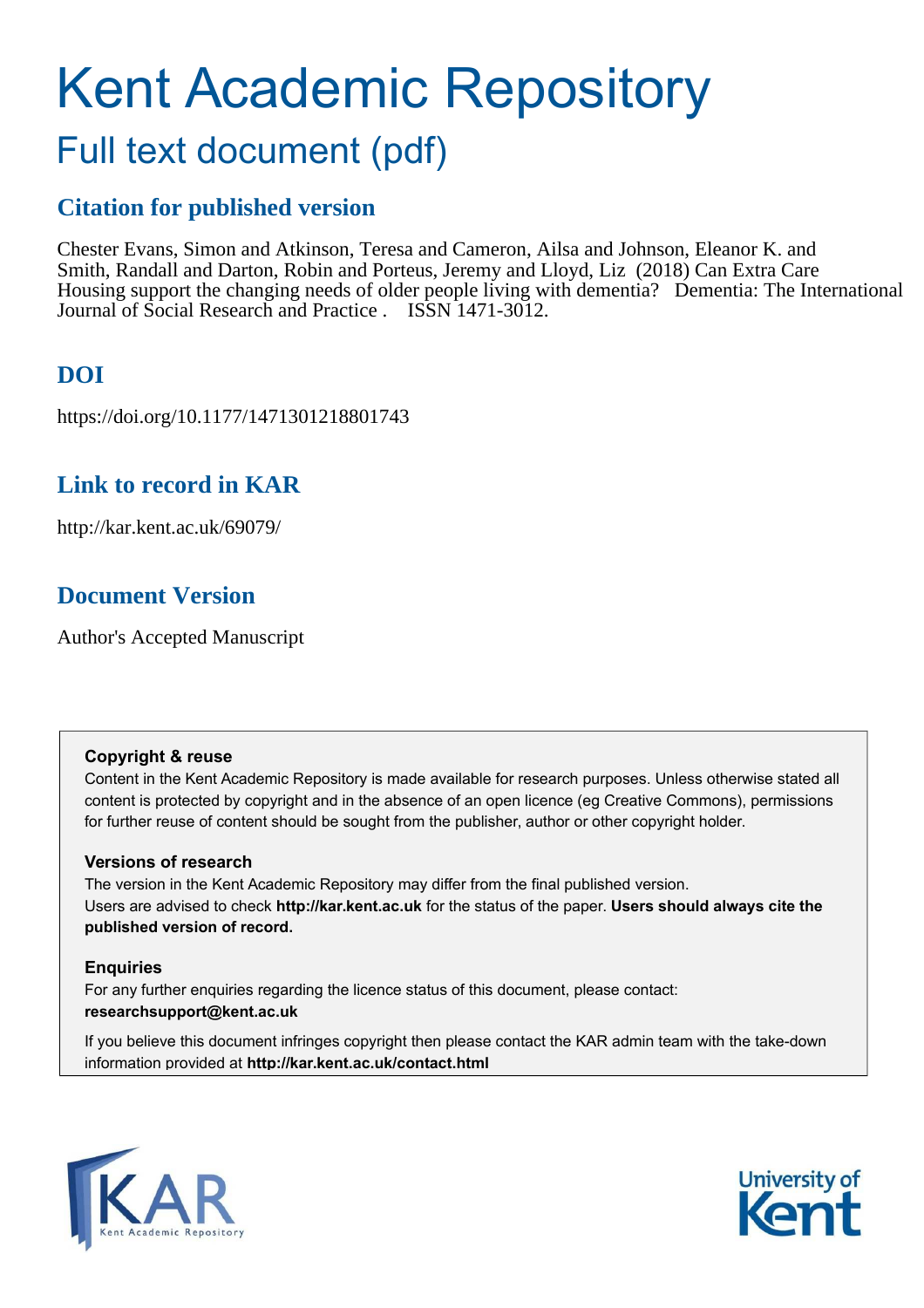# Kent Academic Repository

## Full text document (pdf)

### Citation for published version

Chester Evans, Simon and Atkinson, Teresa and Cameron, Ailsa and Johnson, Eleanor K. and Smith, Randall and Darton, Robin and Porteus, Jeremy and Lloyd, Liz (2018) Can Extra Care Housing support the changing needs of older people living with dementia? Dementia: The International Journal of Social Research and Practice . ISSN 1471-3012.

### DOI

https://doi.org/10.1177/1471301218801743

### Link to record in KAR

http://kar.kent.ac.uk/69079/

### Document Version

Author's Accepted Manuscript

**Copyright & reuse**

Content in the Kent Academic Repository is made available for research purposes. Unless otherwise stated all content is protected by copyright and in the absence of an open licence (eg Creative Commons), permissions for further reuse of content should be sought from the publisher, author or other copyright holder.

**Versions of research**

The version in the Kent Academic Repository may differ from the final published version.
Users are advised to check **http://kar.kent.ac.uk** for the status of the paper. **Users should always cite the published version of record.**

**Enquiries**

For any further enquiries regarding the licence status of this document, please contact:
**researchsupport@kent.ac.uk**

If you believe this document infringes copyright then please contact the KAR admin team with the take-down information provided at **http://kar.kent.ac.uk/contact.html**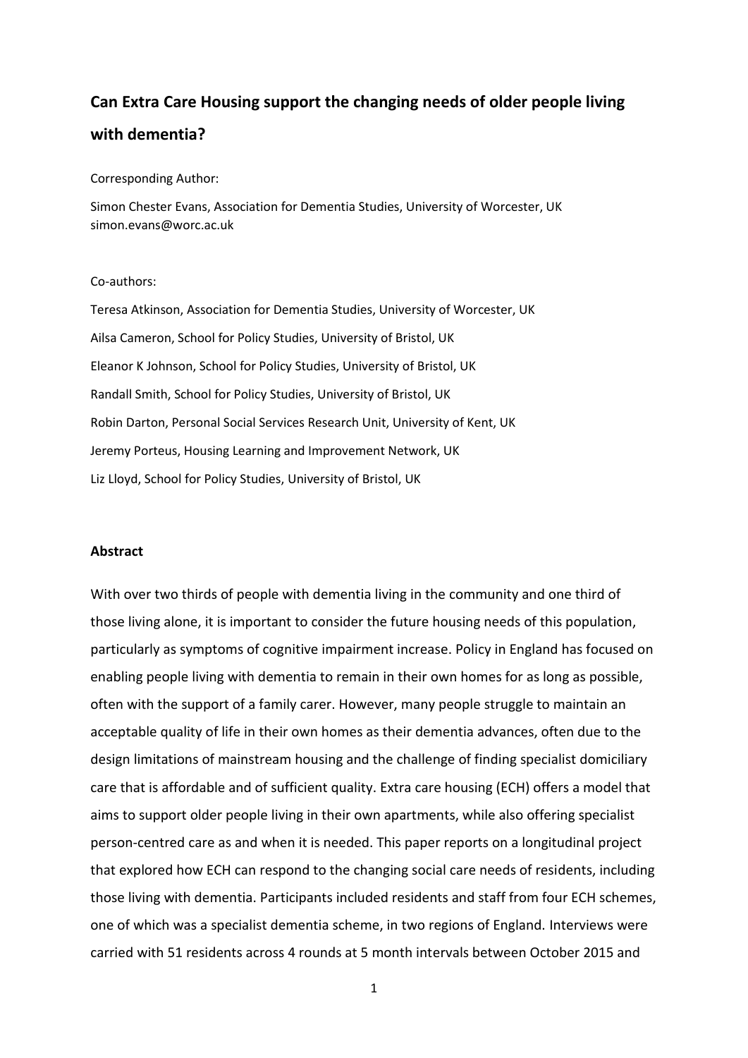# Can Extra Care Housing support the changing needs of older people living with dementia?

Corresponding Author:

Simon Chester Evans, Association for Dementia Studies, University of Worcester, UK
simon.evans@worc.ac.uk

Co-authors:

Teresa Atkinson, Association for Dementia Studies, University of Worcester, UK

Ailsa Cameron, School for Policy Studies, University of Bristol, UK

Eleanor K Johnson, School for Policy Studies, University of Bristol, UK

Randall Smith, School for Policy Studies, University of Bristol, UK

Robin Darton, Personal Social Services Research Unit, University of Kent, UK

Jeremy Porteus, Housing Learning and Improvement Network, UK

Liz Lloyd, School for Policy Studies, University of Bristol, UK

## Abstract

With over two thirds of people with dementia living in the community and one third of those living alone, it is important to consider the future housing needs of this population, particularly as symptoms of cognitive impairment increase. Policy in England has focused on enabling people living with dementia to remain in their own homes for as long as possible, often with the support of a family carer. However, many people struggle to maintain an acceptable quality of life in their own homes as their dementia advances, often due to the design limitations of mainstream housing and the challenge of finding specialist domiciliary care that is affordable and of sufficient quality. Extra care housing (ECH) offers a model that aims to support older people living in their own apartments, while also offering specialist person-centred care as and when it is needed. This paper reports on a longitudinal project that explored how ECH can respond to the changing social care needs of residents, including those living with dementia. Participants included residents and staff from four ECH schemes, one of which was a specialist dementia scheme, in two regions of England. Interviews were carried with 51 residents across 4 rounds at 5 month intervals between October 2015 and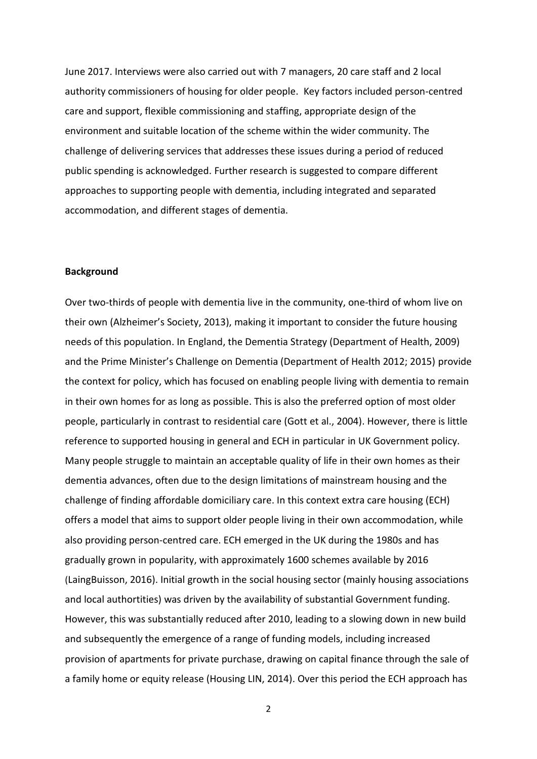June 2017. Interviews were also carried out with 7 managers, 20 care staff and 2 local authority commissioners of housing for older people. Key factors included person-centred care and support, flexible commissioning and staffing, appropriate design of the environment and suitable location of the scheme within the wider community. The challenge of delivering services that addresses these issues during a period of reduced public spending is acknowledged. Further research is suggested to compare different approaches to supporting people with dementia, including integrated and separated accommodation, and different stages of dementia.

**Background**

Over two-thirds of people with dementia live in the community, one-third of whom live on their own (Alzheimer's Society, 2013), making it important to consider the future housing needs of this population. In England, the Dementia Strategy (Department of Health, 2009) and the Prime Minister's Challenge on Dementia (Department of Health 2012; 2015) provide the context for policy, which has focused on enabling people living with dementia to remain in their own homes for as long as possible. This is also the preferred option of most older people, particularly in contrast to residential care (Gott et al., 2004). However, there is little reference to supported housing in general and ECH in particular in UK Government policy. Many people struggle to maintain an acceptable quality of life in their own homes as their dementia advances, often due to the design limitations of mainstream housing and the challenge of finding affordable domiciliary care. In this context extra care housing (ECH) offers a model that aims to support older people living in their own accommodation, while also providing person-centred care. ECH emerged in the UK during the 1980s and has gradually grown in popularity, with approximately 1600 schemes available by 2016 (LaingBuisson, 2016). Initial growth in the social housing sector (mainly housing associations and local authortities) was driven by the availability of substantial Government funding. However, this was substantially reduced after 2010, leading to a slowing down in new build and subsequently the emergence of a range of funding models, including increased provision of apartments for private purchase, drawing on capital finance through the sale of a family home or equity release (Housing LIN, 2014). Over this period the ECH approach has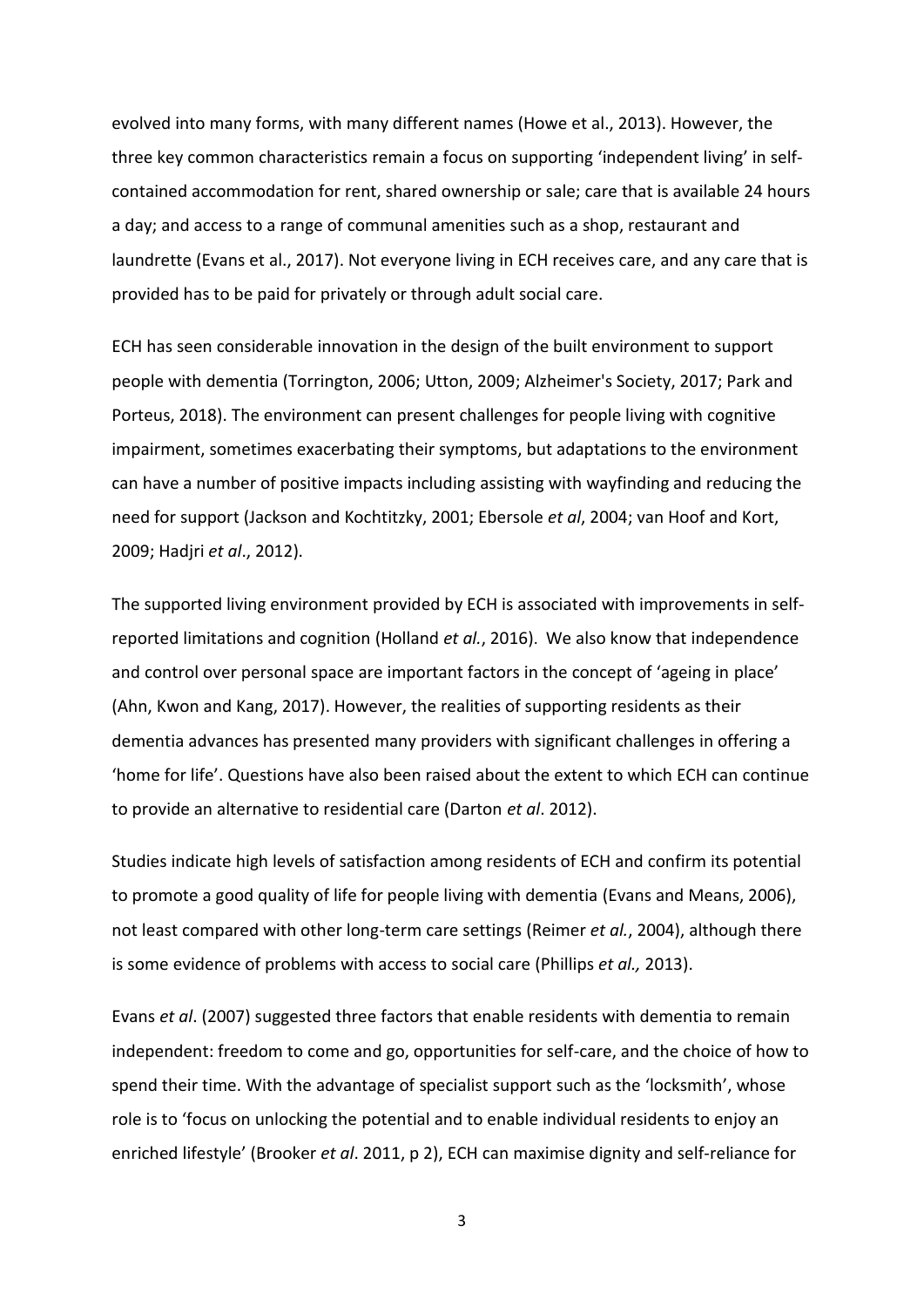evolved into many forms, with many different names (Howe et al., 2013). However, the three key common characteristics remain a focus on supporting 'independent living' in self-contained accommodation for rent, shared ownership or sale; care that is available 24 hours a day; and access to a range of communal amenities such as a shop, restaurant and laundrette (Evans et al., 2017). Not everyone living in ECH receives care, and any care that is provided has to be paid for privately or through adult social care.

ECH has seen considerable innovation in the design of the built environment to support people with dementia (Torrington, 2006; Utton, 2009; Alzheimer's Society, 2017; Park and Porteus, 2018). The environment can present challenges for people living with cognitive impairment, sometimes exacerbating their symptoms, but adaptations to the environment can have a number of positive impacts including assisting with wayfinding and reducing the need for support (Jackson and Kochtitzky, 2001; Ebersole *et al*, 2004; van Hoof and Kort, 2009; Hadjri *et al*., 2012).

The supported living environment provided by ECH is associated with improvements in self-reported limitations and cognition (Holland *et al.*, 2016). We also know that independence and control over personal space are important factors in the concept of 'ageing in place' (Ahn, Kwon and Kang, 2017). However, the realities of supporting residents as their dementia advances has presented many providers with significant challenges in offering a 'home for life'. Questions have also been raised about the extent to which ECH can continue to provide an alternative to residential care (Darton *et al*. 2012).

Studies indicate high levels of satisfaction among residents of ECH and confirm its potential to promote a good quality of life for people living with dementia (Evans and Means, 2006), not least compared with other long-term care settings (Reimer *et al.*, 2004), although there is some evidence of problems with access to social care (Phillips *et al.,* 2013).

Evans *et al*. (2007) suggested three factors that enable residents with dementia to remain independent: freedom to come and go, opportunities for self-care, and the choice of how to spend their time. With the advantage of specialist support such as the 'locksmith', whose role is to 'focus on unlocking the potential and to enable individual residents to enjoy an enriched lifestyle' (Brooker *et al*. 2011, p 2), ECH can maximise dignity and self-reliance for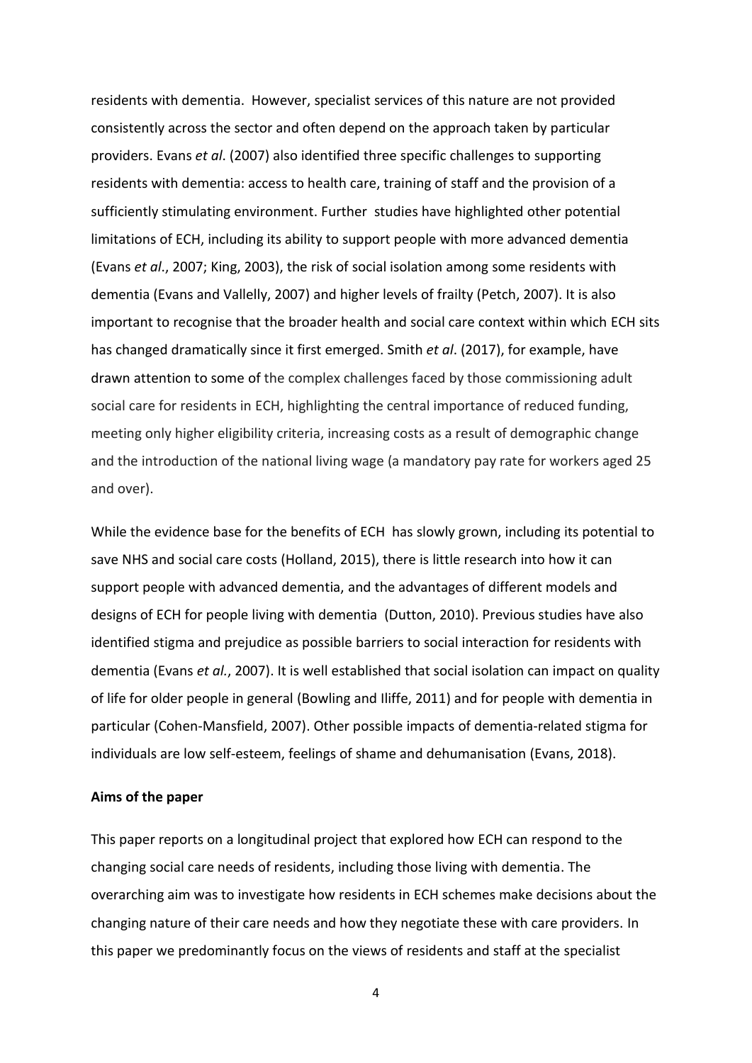residents with dementia. However, specialist services of this nature are not provided consistently across the sector and often depend on the approach taken by particular providers. Evans *et al*. (2007) also identified three specific challenges to supporting residents with dementia: access to health care, training of staff and the provision of a sufficiently stimulating environment. Further studies have highlighted other potential limitations of ECH, including its ability to support people with more advanced dementia (Evans *et al*., 2007; King, 2003), the risk of social isolation among some residents with dementia (Evans and Vallelly, 2007) and higher levels of frailty (Petch, 2007). It is also important to recognise that the broader health and social care context within which ECH sits has changed dramatically since it first emerged. Smith *et al*. (2017), for example, have drawn attention to some of the complex challenges faced by those commissioning adult social care for residents in ECH, highlighting the central importance of reduced funding, meeting only higher eligibility criteria, increasing costs as a result of demographic change and the introduction of the national living wage (a mandatory pay rate for workers aged 25 and over).

While the evidence base for the benefits of ECH has slowly grown, including its potential to save NHS and social care costs (Holland, 2015), there is little research into how it can support people with advanced dementia, and the advantages of different models and designs of ECH for people living with dementia (Dutton, 2010). Previous studies have also identified stigma and prejudice as possible barriers to social interaction for residents with dementia (Evans *et al.*, 2007). It is well established that social isolation can impact on quality of life for older people in general (Bowling and Iliffe, 2011) and for people with dementia in particular (Cohen-Mansfield, 2007). Other possible impacts of dementia-related stigma for individuals are low self-esteem, feelings of shame and dehumanisation (Evans, 2018).

**Aims of the paper**

This paper reports on a longitudinal project that explored how ECH can respond to the changing social care needs of residents, including those living with dementia. The overarching aim was to investigate how residents in ECH schemes make decisions about the changing nature of their care needs and how they negotiate these with care providers. In this paper we predominantly focus on the views of residents and staff at the specialist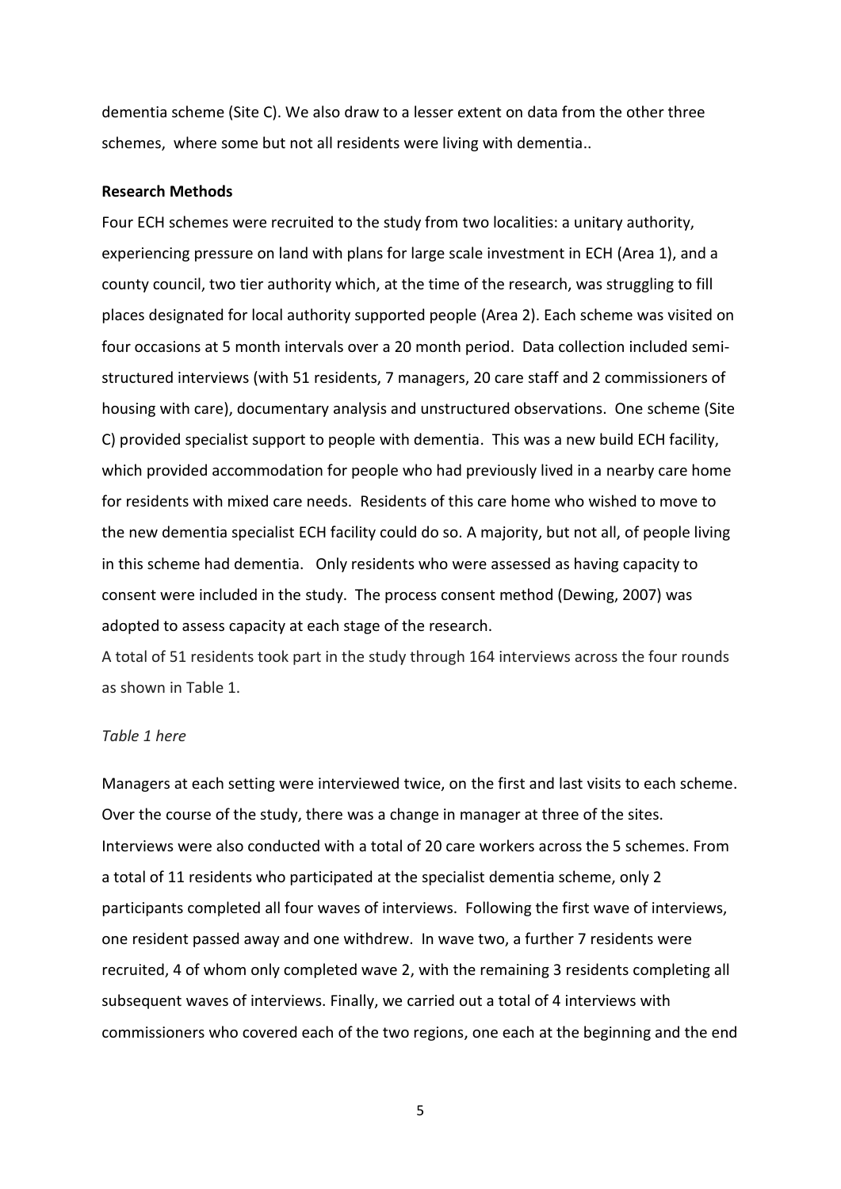dementia scheme (Site C). We also draw to a lesser extent on data from the other three schemes, where some but not all residents were living with dementia..

**Research Methods**

Four ECH schemes were recruited to the study from two localities: a unitary authority, experiencing pressure on land with plans for large scale investment in ECH (Area 1), and a county council, two tier authority which, at the time of the research, was struggling to fill places designated for local authority supported people (Area 2). Each scheme was visited on four occasions at 5 month intervals over a 20 month period. Data collection included semi-structured interviews (with 51 residents, 7 managers, 20 care staff and 2 commissioners of housing with care), documentary analysis and unstructured observations. One scheme (Site C) provided specialist support to people with dementia. This was a new build ECH facility, which provided accommodation for people who had previously lived in a nearby care home for residents with mixed care needs. Residents of this care home who wished to move to the new dementia specialist ECH facility could do so. A majority, but not all, of people living in this scheme had dementia. Only residents who were assessed as having capacity to consent were included in the study. The process consent method (Dewing, 2007) was adopted to assess capacity at each stage of the research.

A total of 51 residents took part in the study through 164 interviews across the four rounds as shown in Table 1.

*Table 1 here*

Managers at each setting were interviewed twice, on the first and last visits to each scheme. Over the course of the study, there was a change in manager at three of the sites. Interviews were also conducted with a total of 20 care workers across the 5 schemes. From a total of 11 residents who participated at the specialist dementia scheme, only 2 participants completed all four waves of interviews. Following the first wave of interviews, one resident passed away and one withdrew. In wave two, a further 7 residents were recruited, 4 of whom only completed wave 2, with the remaining 3 residents completing all subsequent waves of interviews. Finally, we carried out a total of 4 interviews with commissioners who covered each of the two regions, one each at the beginning and the end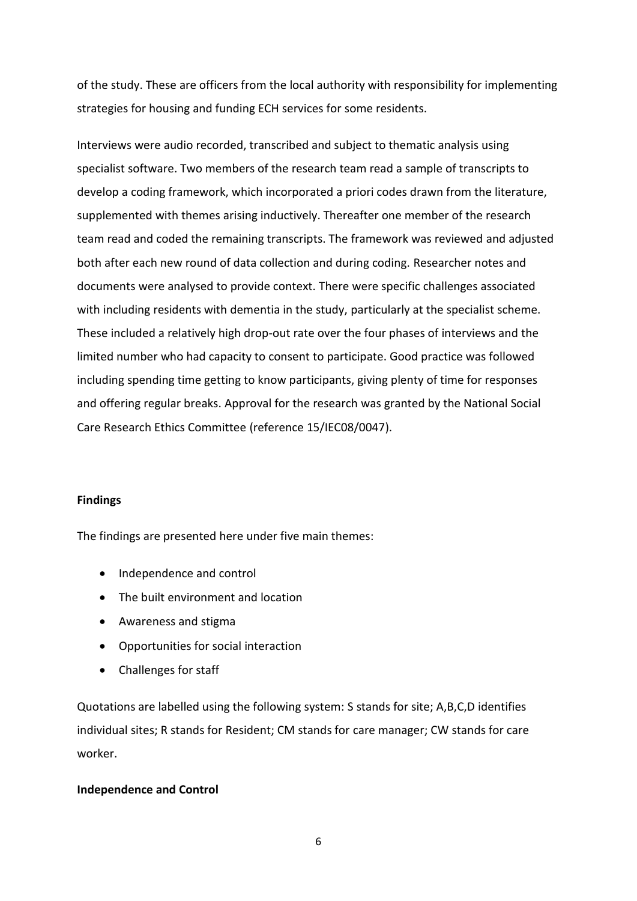of the study. These are officers from the local authority with responsibility for implementing strategies for housing and funding ECH services for some residents.

Interviews were audio recorded, transcribed and subject to thematic analysis using specialist software. Two members of the research team read a sample of transcripts to develop a coding framework, which incorporated a priori codes drawn from the literature, supplemented with themes arising inductively. Thereafter one member of the research team read and coded the remaining transcripts. The framework was reviewed and adjusted both after each new round of data collection and during coding. Researcher notes and documents were analysed to provide context. There were specific challenges associated with including residents with dementia in the study, particularly at the specialist scheme. These included a relatively high drop-out rate over the four phases of interviews and the limited number who had capacity to consent to participate. Good practice was followed including spending time getting to know participants, giving plenty of time for responses and offering regular breaks. Approval for the research was granted by the National Social Care Research Ethics Committee (reference 15/IEC08/0047).

## Findings

The findings are presented here under five main themes:

- Independence and control
- The built environment and location
- Awareness and stigma
- Opportunities for social interaction
- Challenges for staff

Quotations are labelled using the following system: S stands for site; A,B,C,D identifies individual sites; R stands for Resident; CM stands for care manager; CW stands for care worker.

### Independence and Control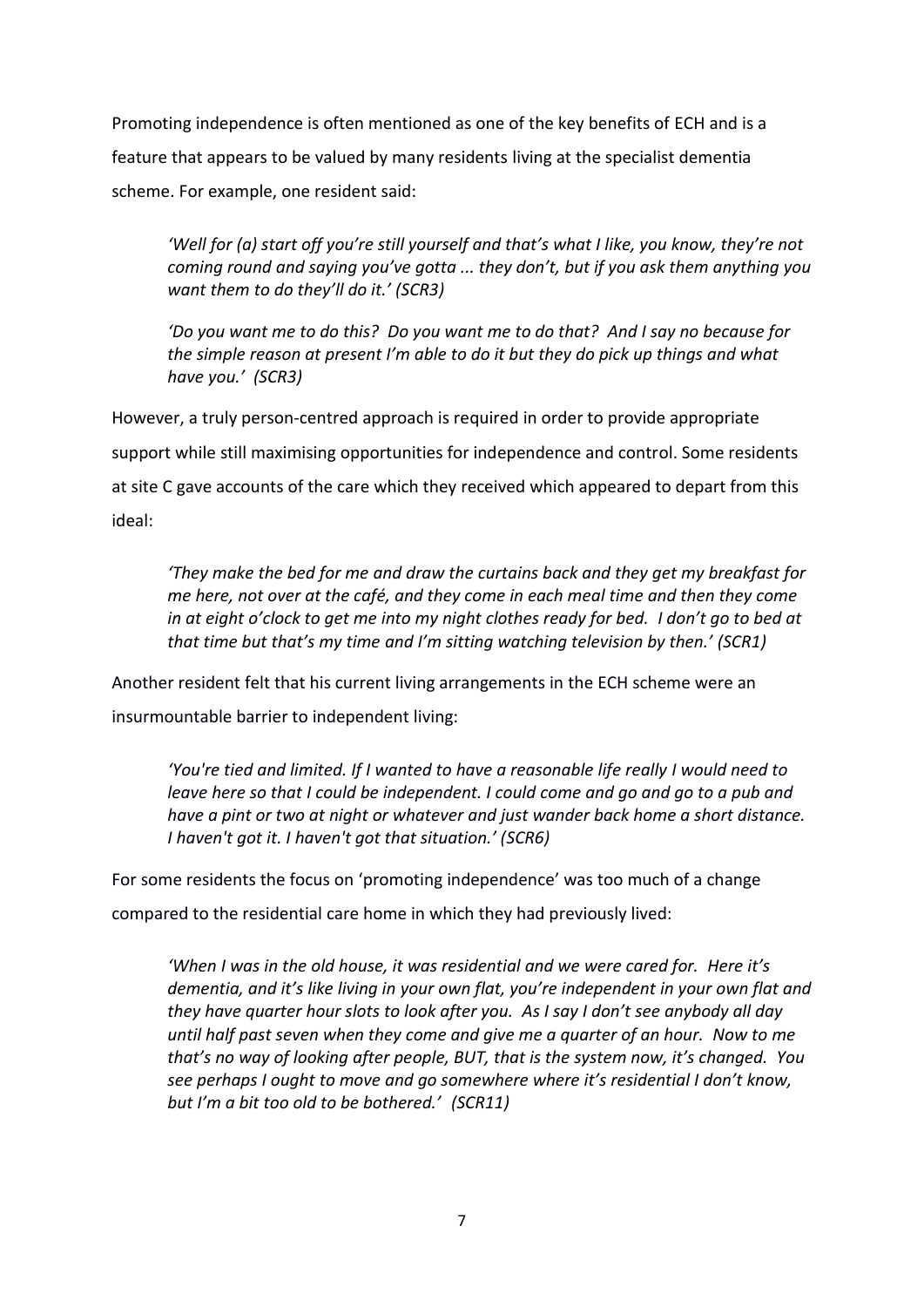Promoting independence is often mentioned as one of the key benefits of ECH and is a feature that appears to be valued by many residents living at the specialist dementia scheme. For example, one resident said:

> *'Well for (a) start off you're still yourself and that's what I like, you know, they're not coming round and saying you've gotta ... they don't, but if you ask them anything you want them to do they'll do it.' (SCR3)*

> *'Do you want me to do this? Do you want me to do that? And I say no because for the simple reason at present I'm able to do it but they do pick up things and what have you.' (SCR3)*

However, a truly person-centred approach is required in order to provide appropriate support while still maximising opportunities for independence and control. Some residents at site C gave accounts of the care which they received which appeared to depart from this ideal:

> *'They make the bed for me and draw the curtains back and they get my breakfast for me here, not over at the café, and they come in each meal time and then they come in at eight o'clock to get me into my night clothes ready for bed. I don't go to bed at that time but that's my time and I'm sitting watching television by then.' (SCR1)*

Another resident felt that his current living arrangements in the ECH scheme were an insurmountable barrier to independent living:

> *'You're tied and limited. If I wanted to have a reasonable life really I would need to leave here so that I could be independent. I could come and go and go to a pub and have a pint or two at night or whatever and just wander back home a short distance. I haven't got it. I haven't got that situation.' (SCR6)*

For some residents the focus on 'promoting independence' was too much of a change compared to the residential care home in which they had previously lived:

> *'When I was in the old house, it was residential and we were cared for. Here it's dementia, and it's like living in your own flat, you're independent in your own flat and they have quarter hour slots to look after you. As I say I don't see anybody all day until half past seven when they come and give me a quarter of an hour. Now to me that's no way of looking after people, BUT, that is the system now, it's changed. You see perhaps I ought to move and go somewhere where it's residential I don't know, but I'm a bit too old to be bothered.' (SCR11)*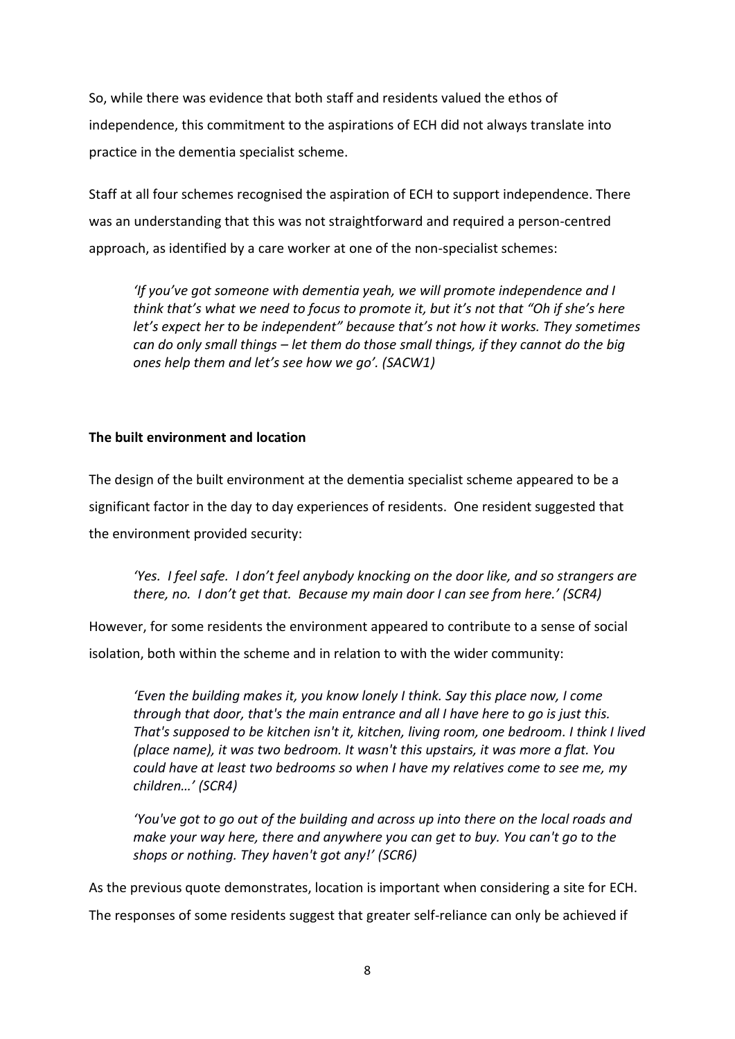So, while there was evidence that both staff and residents valued the ethos of independence, this commitment to the aspirations of ECH did not always translate into practice in the dementia specialist scheme.

Staff at all four schemes recognised the aspiration of ECH to support independence. There was an understanding that this was not straightforward and required a person-centred approach, as identified by a care worker at one of the non-specialist schemes:

> *'If you've got someone with dementia yeah, we will promote independence and I think that's what we need to focus to promote it, but it's not that "Oh if she's here let's expect her to be independent" because that's not how it works. They sometimes can do only small things – let them do those small things, if they cannot do the big ones help them and let's see how we go'. (SACW1)*

**The built environment and location**

The design of the built environment at the dementia specialist scheme appeared to be a significant factor in the day to day experiences of residents. One resident suggested that the environment provided security:

> *'Yes. I feel safe. I don't feel anybody knocking on the door like, and so strangers are there, no. I don't get that. Because my main door I can see from here.' (SCR4)*

However, for some residents the environment appeared to contribute to a sense of social isolation, both within the scheme and in relation to with the wider community:

> *'Even the building makes it, you know lonely I think. Say this place now, I come through that door, that's the main entrance and all I have here to go is just this. That's supposed to be kitchen isn't it, kitchen, living room, one bedroom. I think I lived (place name), it was two bedroom. It wasn't this upstairs, it was more a flat. You could have at least two bedrooms so when I have my relatives come to see me, my children…' (SCR4)*

> *'You've got to go out of the building and across up into there on the local roads and make your way here, there and anywhere you can get to buy. You can't go to the shops or nothing. They haven't got any!' (SCR6)*

As the previous quote demonstrates, location is important when considering a site for ECH. The responses of some residents suggest that greater self-reliance can only be achieved if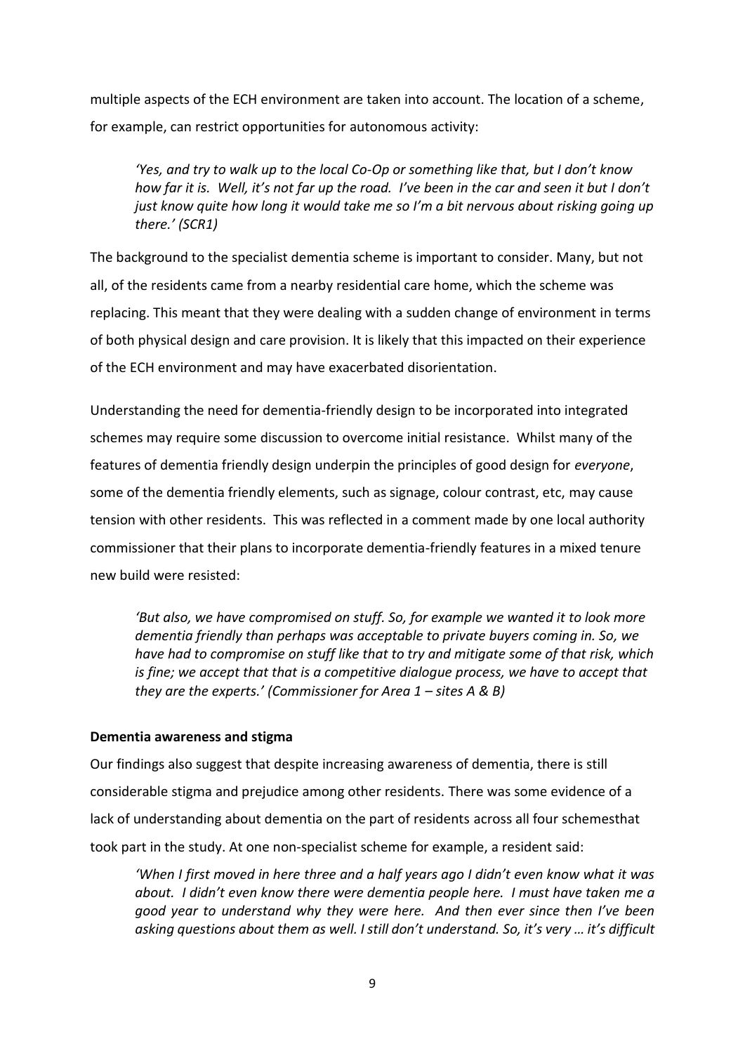multiple aspects of the ECH environment are taken into account. The location of a scheme, for example, can restrict opportunities for autonomous activity:

> *'Yes, and try to walk up to the local Co-Op or something like that, but I don't know how far it is. Well, it's not far up the road. I've been in the car and seen it but I don't just know quite how long it would take me so I'm a bit nervous about risking going up there.' (SCR1)*

The background to the specialist dementia scheme is important to consider. Many, but not all, of the residents came from a nearby residential care home, which the scheme was replacing. This meant that they were dealing with a sudden change of environment in terms of both physical design and care provision. It is likely that this impacted on their experience of the ECH environment and may have exacerbated disorientation.

Understanding the need for dementia-friendly design to be incorporated into integrated schemes may require some discussion to overcome initial resistance. Whilst many of the features of dementia friendly design underpin the principles of good design for *everyone*, some of the dementia friendly elements, such as signage, colour contrast, etc, may cause tension with other residents. This was reflected in a comment made by one local authority commissioner that their plans to incorporate dementia-friendly features in a mixed tenure new build were resisted:

> *'But also, we have compromised on stuff. So, for example we wanted it to look more dementia friendly than perhaps was acceptable to private buyers coming in. So, we have had to compromise on stuff like that to try and mitigate some of that risk, which is fine; we accept that that is a competitive dialogue process, we have to accept that they are the experts.' (Commissioner for Area 1 – sites A & B)*

**Dementia awareness and stigma**

Our findings also suggest that despite increasing awareness of dementia, there is still considerable stigma and prejudice among other residents. There was some evidence of a lack of understanding about dementia on the part of residents across all four schemesthat took part in the study. At one non-specialist scheme for example, a resident said:

> *'When I first moved in here three and a half years ago I didn't even know what it was about. I didn't even know there were dementia people here. I must have taken me a good year to understand why they were here. And then ever since then I've been asking questions about them as well. I still don't understand. So, it's very … it's difficult*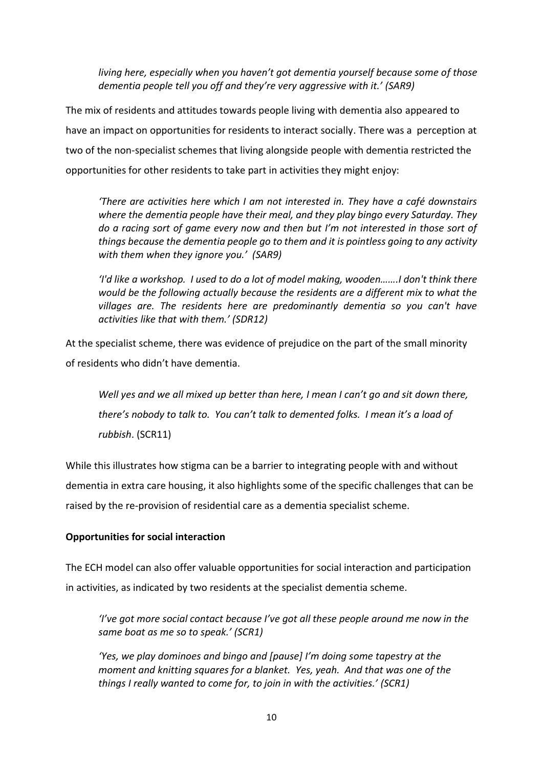*living here, especially when you haven't got dementia yourself because some of those dementia people tell you off and they're very aggressive with it.' (SAR9)*

The mix of residents and attitudes towards people living with dementia also appeared to have an impact on opportunities for residents to interact socially. There was a perception at two of the non-specialist schemes that living alongside people with dementia restricted the opportunities for other residents to take part in activities they might enjoy:

> *'There are activities here which I am not interested in. They have a café downstairs where the dementia people have their meal, and they play bingo every Saturday. They do a racing sort of game every now and then but I'm not interested in those sort of things because the dementia people go to them and it is pointless going to any activity with them when they ignore you.' (SAR9)*
>
> *'I'd like a workshop. I used to do a lot of model making, wooden…….I don't think there would be the following actually because the residents are a different mix to what the villages are. The residents here are predominantly dementia so you can't have activities like that with them.' (SDR12)*

At the specialist scheme, there was evidence of prejudice on the part of the small minority of residents who didn't have dementia.

> *Well yes and we all mixed up better than here, I mean I can't go and sit down there, there's nobody to talk to. You can't talk to demented folks. I mean it's a load of rubbish*. (SCR11)

While this illustrates how stigma can be a barrier to integrating people with and without dementia in extra care housing, it also highlights some of the specific challenges that can be raised by the re-provision of residential care as a dementia specialist scheme.

**Opportunities for social interaction**

The ECH model can also offer valuable opportunities for social interaction and participation in activities, as indicated by two residents at the specialist dementia scheme.

> *'I've got more social contact because I've got all these people around me now in the same boat as me so to speak.' (SCR1)*
>
> *'Yes, we play dominoes and bingo and [pause] I'm doing some tapestry at the moment and knitting squares for a blanket. Yes, yeah. And that was one of the things I really wanted to come for, to join in with the activities.' (SCR1)*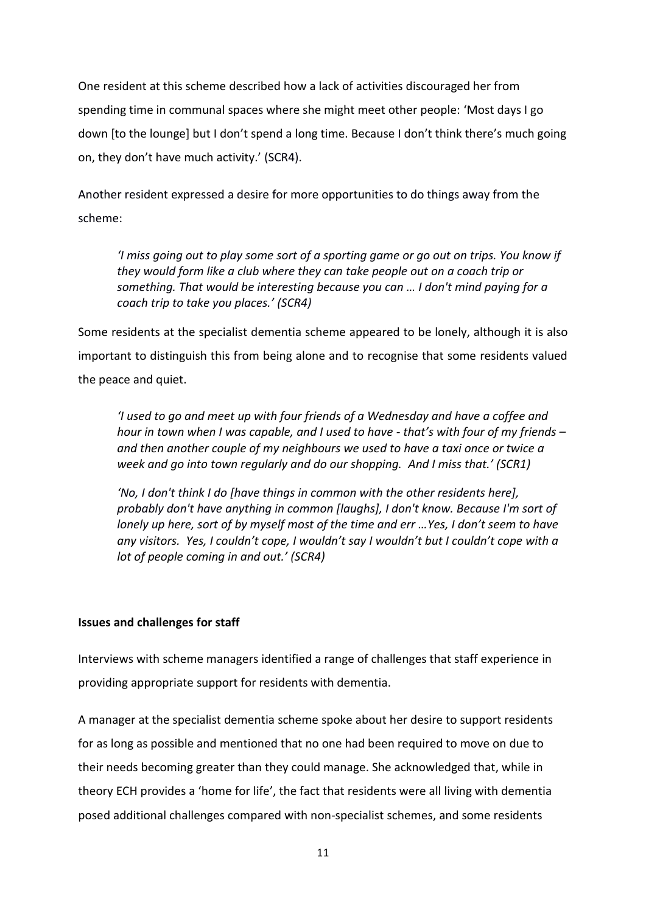One resident at this scheme described how a lack of activities discouraged her from spending time in communal spaces where she might meet other people: 'Most days I go down [to the lounge] but I don't spend a long time. Because I don't think there's much going on, they don't have much activity.' (SCR4).

Another resident expressed a desire for more opportunities to do things away from the scheme:

> *'I miss going out to play some sort of a sporting game or go out on trips. You know if they would form like a club where they can take people out on a coach trip or something. That would be interesting because you can … I don't mind paying for a coach trip to take you places.' (SCR4)*

Some residents at the specialist dementia scheme appeared to be lonely, although it is also important to distinguish this from being alone and to recognise that some residents valued the peace and quiet.

> *'I used to go and meet up with four friends of a Wednesday and have a coffee and hour in town when I was capable, and I used to have - that's with four of my friends – and then another couple of my neighbours we used to have a taxi once or twice a week and go into town regularly and do our shopping. And I miss that.' (SCR1)*

> *'No, I don't think I do [have things in common with the other residents here], probably don't have anything in common [laughs], I don't know. Because I'm sort of lonely up here, sort of by myself most of the time and err …Yes, I don't seem to have any visitors. Yes, I couldn't cope, I wouldn't say I wouldn't but I couldn't cope with a lot of people coming in and out.' (SCR4)*

**Issues and challenges for staff**

Interviews with scheme managers identified a range of challenges that staff experience in providing appropriate support for residents with dementia.

A manager at the specialist dementia scheme spoke about her desire to support residents for as long as possible and mentioned that no one had been required to move on due to their needs becoming greater than they could manage. She acknowledged that, while in theory ECH provides a 'home for life', the fact that residents were all living with dementia posed additional challenges compared with non-specialist schemes, and some residents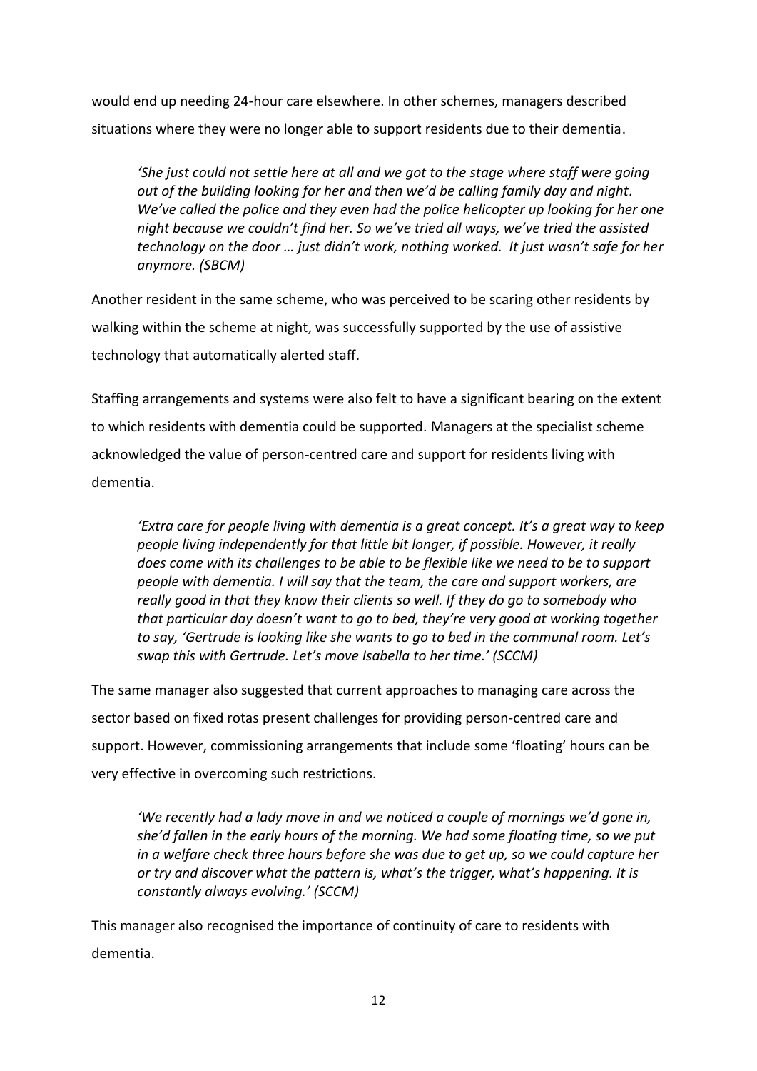would end up needing 24-hour care elsewhere. In other schemes, managers described situations where they were no longer able to support residents due to their dementia.

> *'She just could not settle here at all and we got to the stage where staff were going out of the building looking for her and then we'd be calling family day and night. We've called the police and they even had the police helicopter up looking for her one night because we couldn't find her. So we've tried all ways, we've tried the assisted technology on the door … just didn't work, nothing worked. It just wasn't safe for her anymore. (SBCM)*

Another resident in the same scheme, who was perceived to be scaring other residents by walking within the scheme at night, was successfully supported by the use of assistive technology that automatically alerted staff.

Staffing arrangements and systems were also felt to have a significant bearing on the extent to which residents with dementia could be supported. Managers at the specialist scheme acknowledged the value of person-centred care and support for residents living with dementia.

> *'Extra care for people living with dementia is a great concept. It's a great way to keep people living independently for that little bit longer, if possible. However, it really does come with its challenges to be able to be flexible like we need to be to support people with dementia. I will say that the team, the care and support workers, are really good in that they know their clients so well. If they do go to somebody who that particular day doesn't want to go to bed, they're very good at working together to say, 'Gertrude is looking like she wants to go to bed in the communal room. Let's swap this with Gertrude. Let's move Isabella to her time.' (SCCM)*

The same manager also suggested that current approaches to managing care across the sector based on fixed rotas present challenges for providing person-centred care and support. However, commissioning arrangements that include some 'floating' hours can be very effective in overcoming such restrictions.

> *'We recently had a lady move in and we noticed a couple of mornings we'd gone in, she'd fallen in the early hours of the morning. We had some floating time, so we put in a welfare check three hours before she was due to get up, so we could capture her or try and discover what the pattern is, what's the trigger, what's happening. It is constantly always evolving.' (SCCM)*

This manager also recognised the importance of continuity of care to residents with dementia.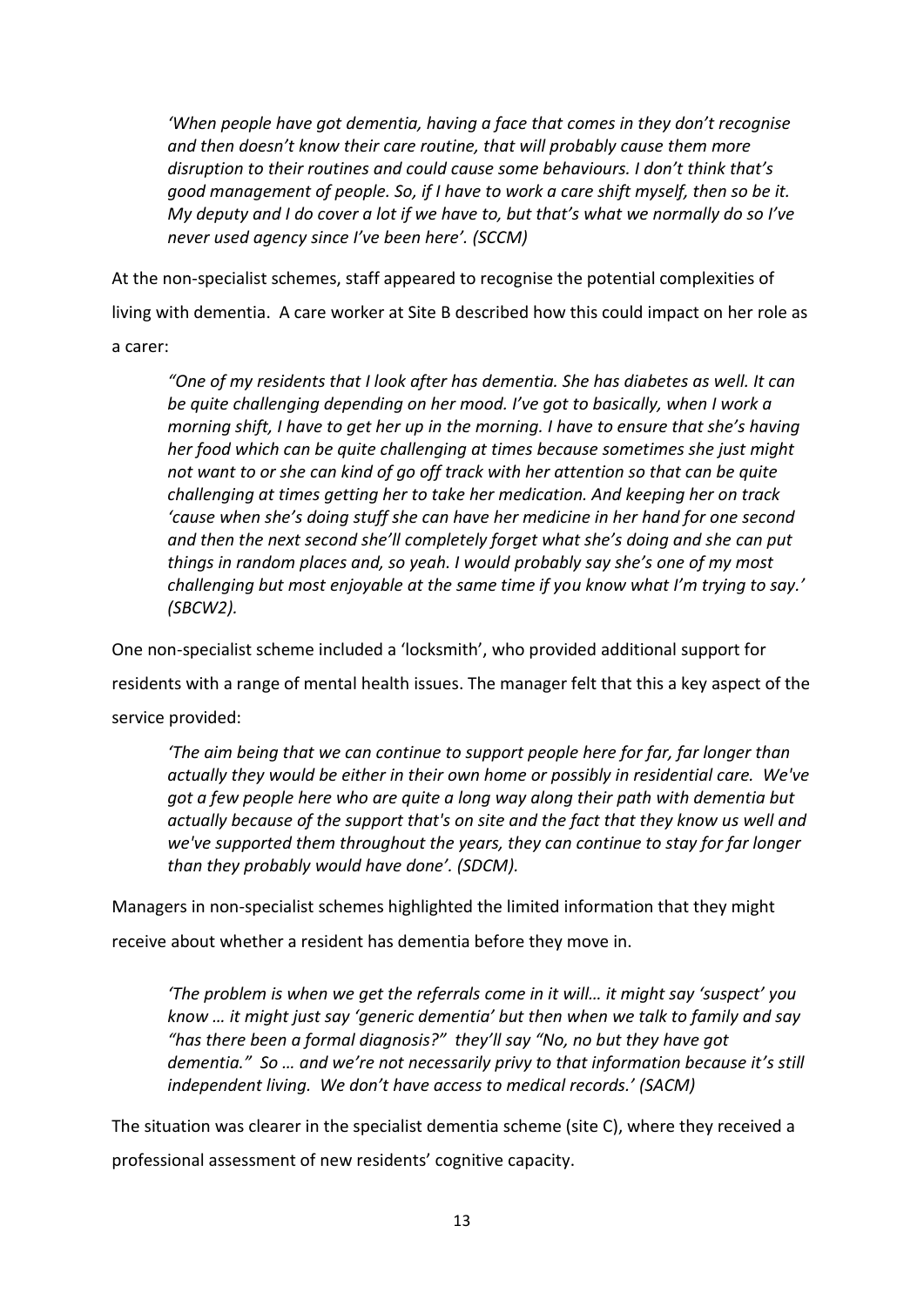> *'When people have got dementia, having a face that comes in they don't recognise and then doesn't know their care routine, that will probably cause them more disruption to their routines and could cause some behaviours. I don't think that's good management of people. So, if I have to work a care shift myself, then so be it. My deputy and I do cover a lot if we have to, but that's what we normally do so I've never used agency since I've been here'. (SCCM)*

At the non-specialist schemes, staff appeared to recognise the potential complexities of living with dementia. A care worker at Site B described how this could impact on her role as a carer:

> *"One of my residents that I look after has dementia. She has diabetes as well. It can be quite challenging depending on her mood. I've got to basically, when I work a morning shift, I have to get her up in the morning. I have to ensure that she's having her food which can be quite challenging at times because sometimes she just might not want to or she can kind of go off track with her attention so that can be quite challenging at times getting her to take her medication. And keeping her on track 'cause when she's doing stuff she can have her medicine in her hand for one second and then the next second she'll completely forget what she's doing and she can put things in random places and, so yeah. I would probably say she's one of my most challenging but most enjoyable at the same time if you know what I'm trying to say.' (SBCW2).*

One non-specialist scheme included a 'locksmith', who provided additional support for residents with a range of mental health issues. The manager felt that this a key aspect of the service provided:

> *'The aim being that we can continue to support people here for far, far longer than actually they would be either in their own home or possibly in residential care. We've got a few people here who are quite a long way along their path with dementia but actually because of the support that's on site and the fact that they know us well and we've supported them throughout the years, they can continue to stay for far longer than they probably would have done'. (SDCM).*

Managers in non-specialist schemes highlighted the limited information that they might receive about whether a resident has dementia before they move in.

> *'The problem is when we get the referrals come in it will… it might say 'suspect' you know … it might just say 'generic dementia' but then when we talk to family and say "has there been a formal diagnosis?" they'll say "No, no but they have got dementia." So … and we're not necessarily privy to that information because it's still independent living. We don't have access to medical records.' (SACM)*

The situation was clearer in the specialist dementia scheme (site C), where they received a professional assessment of new residents' cognitive capacity.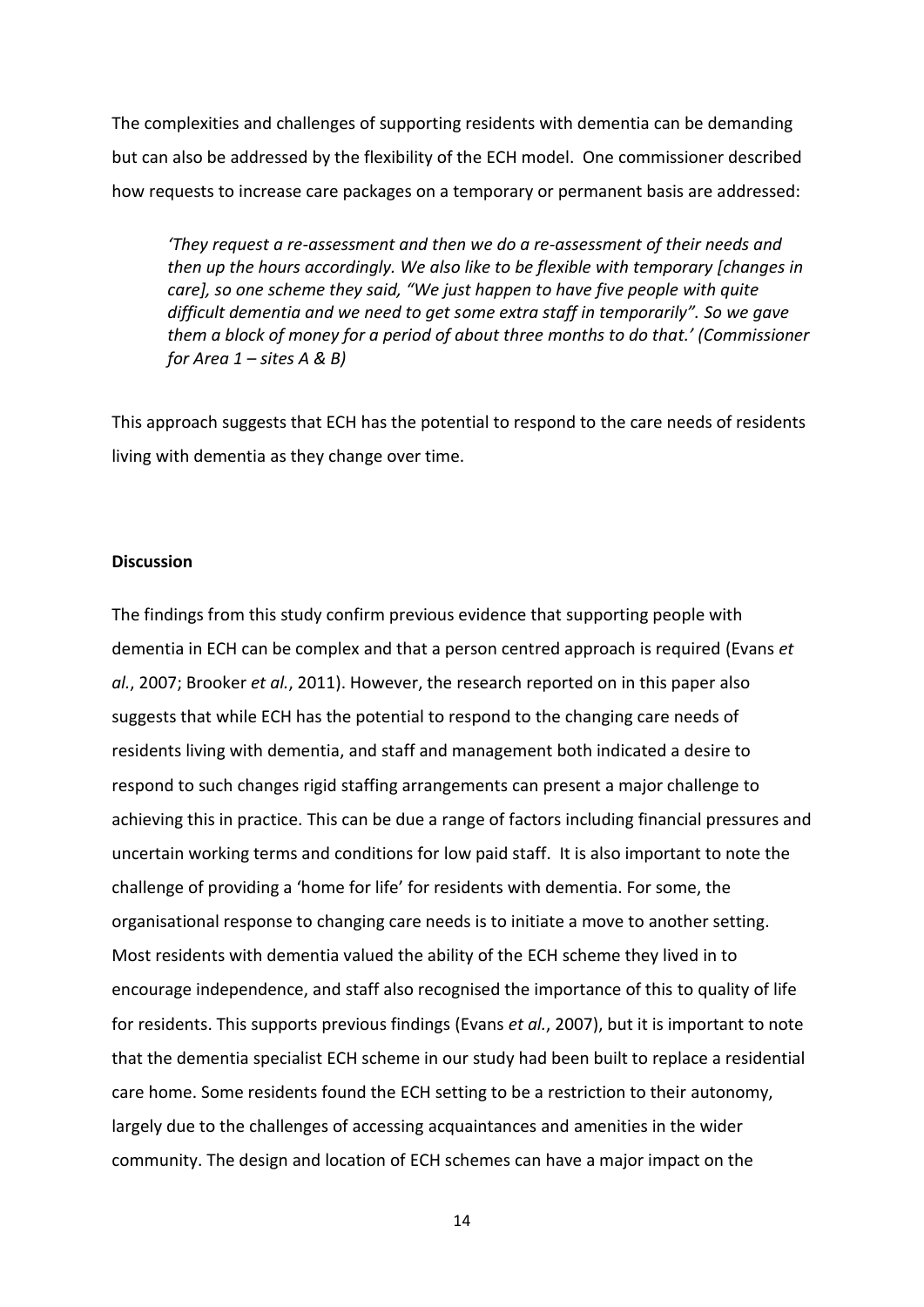The complexities and challenges of supporting residents with dementia can be demanding but can also be addressed by the flexibility of the ECH model. One commissioner described how requests to increase care packages on a temporary or permanent basis are addressed:

> *'They request a re-assessment and then we do a re-assessment of their needs and then up the hours accordingly. We also like to be flexible with temporary [changes in care], so one scheme they said, "We just happen to have five people with quite difficult dementia and we need to get some extra staff in temporarily". So we gave them a block of money for a period of about three months to do that.' (Commissioner for Area 1 – sites A & B)*

This approach suggests that ECH has the potential to respond to the care needs of residents living with dementia as they change over time.

**Discussion**

The findings from this study confirm previous evidence that supporting people with dementia in ECH can be complex and that a person centred approach is required (Evans *et al.*, 2007; Brooker *et al.*, 2011). However, the research reported on in this paper also suggests that while ECH has the potential to respond to the changing care needs of residents living with dementia, and staff and management both indicated a desire to respond to such changes rigid staffing arrangements can present a major challenge to achieving this in practice. This can be due a range of factors including financial pressures and uncertain working terms and conditions for low paid staff. It is also important to note the challenge of providing a 'home for life' for residents with dementia. For some, the organisational response to changing care needs is to initiate a move to another setting. Most residents with dementia valued the ability of the ECH scheme they lived in to encourage independence, and staff also recognised the importance of this to quality of life for residents. This supports previous findings (Evans *et al.*, 2007), but it is important to note that the dementia specialist ECH scheme in our study had been built to replace a residential care home. Some residents found the ECH setting to be a restriction to their autonomy, largely due to the challenges of accessing acquaintances and amenities in the wider community. The design and location of ECH schemes can have a major impact on the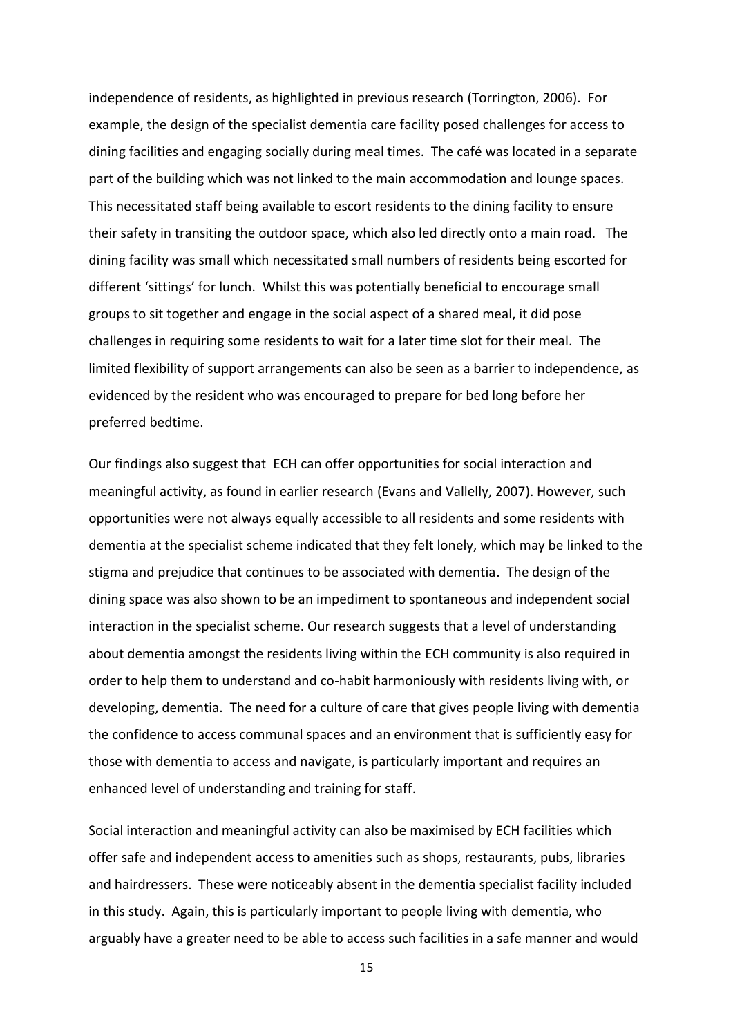independence of residents, as highlighted in previous research (Torrington, 2006). For example, the design of the specialist dementia care facility posed challenges for access to dining facilities and engaging socially during meal times. The café was located in a separate part of the building which was not linked to the main accommodation and lounge spaces. This necessitated staff being available to escort residents to the dining facility to ensure their safety in transiting the outdoor space, which also led directly onto a main road. The dining facility was small which necessitated small numbers of residents being escorted for different 'sittings' for lunch. Whilst this was potentially beneficial to encourage small groups to sit together and engage in the social aspect of a shared meal, it did pose challenges in requiring some residents to wait for a later time slot for their meal. The limited flexibility of support arrangements can also be seen as a barrier to independence, as evidenced by the resident who was encouraged to prepare for bed long before her preferred bedtime.

Our findings also suggest that ECH can offer opportunities for social interaction and meaningful activity, as found in earlier research (Evans and Vallelly, 2007). However, such opportunities were not always equally accessible to all residents and some residents with dementia at the specialist scheme indicated that they felt lonely, which may be linked to the stigma and prejudice that continues to be associated with dementia. The design of the dining space was also shown to be an impediment to spontaneous and independent social interaction in the specialist scheme. Our research suggests that a level of understanding about dementia amongst the residents living within the ECH community is also required in order to help them to understand and co-habit harmoniously with residents living with, or developing, dementia. The need for a culture of care that gives people living with dementia the confidence to access communal spaces and an environment that is sufficiently easy for those with dementia to access and navigate, is particularly important and requires an enhanced level of understanding and training for staff.

Social interaction and meaningful activity can also be maximised by ECH facilities which offer safe and independent access to amenities such as shops, restaurants, pubs, libraries and hairdressers. These were noticeably absent in the dementia specialist facility included in this study. Again, this is particularly important to people living with dementia, who arguably have a greater need to be able to access such facilities in a safe manner and would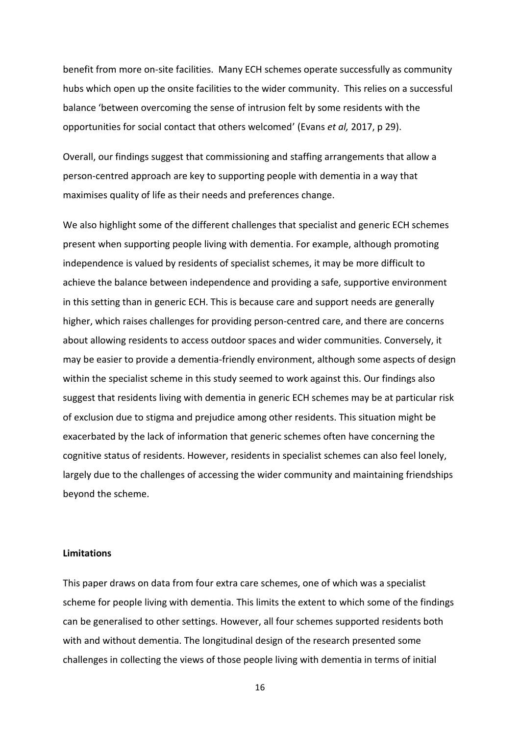benefit from more on-site facilities. Many ECH schemes operate successfully as community hubs which open up the onsite facilities to the wider community. This relies on a successful balance 'between overcoming the sense of intrusion felt by some residents with the opportunities for social contact that others welcomed' (Evans *et al,* 2017, p 29).

Overall, our findings suggest that commissioning and staffing arrangements that allow a person-centred approach are key to supporting people with dementia in a way that maximises quality of life as their needs and preferences change.

We also highlight some of the different challenges that specialist and generic ECH schemes present when supporting people living with dementia. For example, although promoting independence is valued by residents of specialist schemes, it may be more difficult to achieve the balance between independence and providing a safe, supportive environment in this setting than in generic ECH. This is because care and support needs are generally higher, which raises challenges for providing person-centred care, and there are concerns about allowing residents to access outdoor spaces and wider communities. Conversely, it may be easier to provide a dementia-friendly environment, although some aspects of design within the specialist scheme in this study seemed to work against this. Our findings also suggest that residents living with dementia in generic ECH schemes may be at particular risk of exclusion due to stigma and prejudice among other residents. This situation might be exacerbated by the lack of information that generic schemes often have concerning the cognitive status of residents. However, residents in specialist schemes can also feel lonely, largely due to the challenges of accessing the wider community and maintaining friendships beyond the scheme.

**Limitations**

This paper draws on data from four extra care schemes, one of which was a specialist scheme for people living with dementia. This limits the extent to which some of the findings can be generalised to other settings. However, all four schemes supported residents both with and without dementia. The longitudinal design of the research presented some challenges in collecting the views of those people living with dementia in terms of initial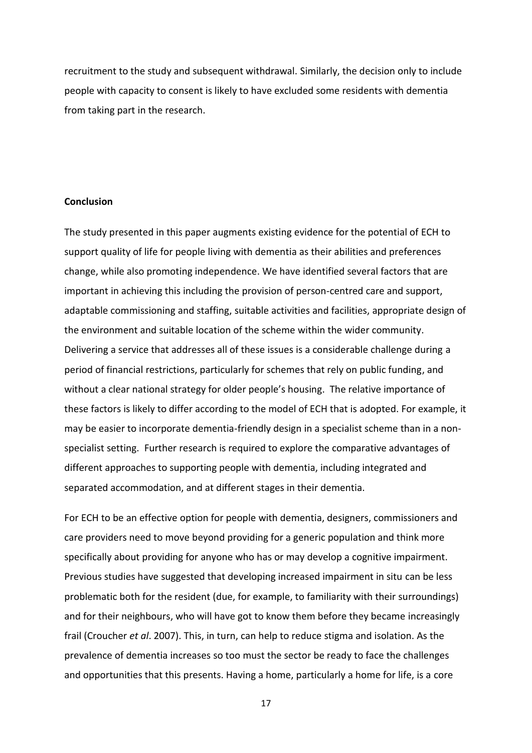recruitment to the study and subsequent withdrawal. Similarly, the decision only to include people with capacity to consent is likely to have excluded some residents with dementia from taking part in the research.

**Conclusion**

The study presented in this paper augments existing evidence for the potential of ECH to support quality of life for people living with dementia as their abilities and preferences change, while also promoting independence. We have identified several factors that are important in achieving this including the provision of person-centred care and support, adaptable commissioning and staffing, suitable activities and facilities, appropriate design of the environment and suitable location of the scheme within the wider community. Delivering a service that addresses all of these issues is a considerable challenge during a period of financial restrictions, particularly for schemes that rely on public funding, and without a clear national strategy for older people's housing. The relative importance of these factors is likely to differ according to the model of ECH that is adopted. For example, it may be easier to incorporate dementia-friendly design in a specialist scheme than in a non-specialist setting. Further research is required to explore the comparative advantages of different approaches to supporting people with dementia, including integrated and separated accommodation, and at different stages in their dementia.

For ECH to be an effective option for people with dementia, designers, commissioners and care providers need to move beyond providing for a generic population and think more specifically about providing for anyone who has or may develop a cognitive impairment. Previous studies have suggested that developing increased impairment in situ can be less problematic both for the resident (due, for example, to familiarity with their surroundings) and for their neighbours, who will have got to know them before they became increasingly frail (Croucher *et al*. 2007). This, in turn, can help to reduce stigma and isolation. As the prevalence of dementia increases so too must the sector be ready to face the challenges and opportunities that this presents. Having a home, particularly a home for life, is a core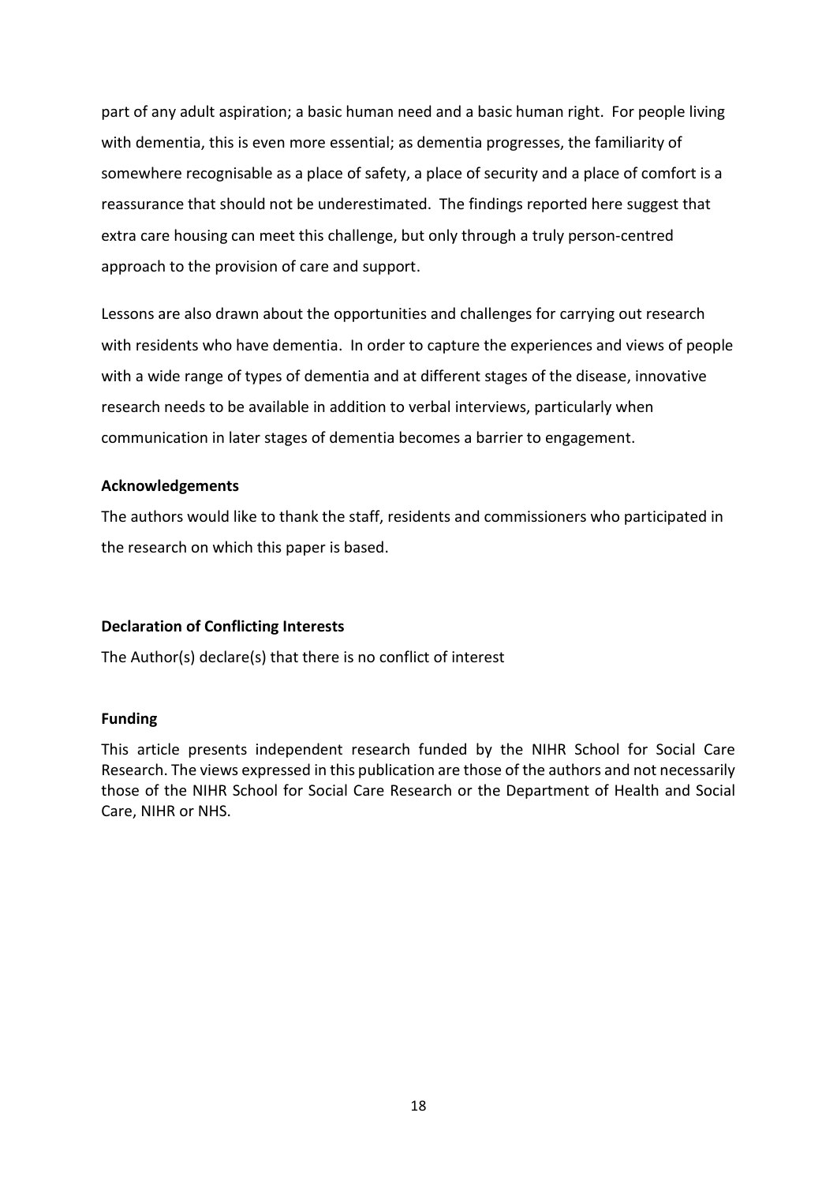part of any adult aspiration; a basic human need and a basic human right. For people living with dementia, this is even more essential; as dementia progresses, the familiarity of somewhere recognisable as a place of safety, a place of security and a place of comfort is a reassurance that should not be underestimated. The findings reported here suggest that extra care housing can meet this challenge, but only through a truly person-centred approach to the provision of care and support.

Lessons are also drawn about the opportunities and challenges for carrying out research with residents who have dementia. In order to capture the experiences and views of people with a wide range of types of dementia and at different stages of the disease, innovative research needs to be available in addition to verbal interviews, particularly when communication in later stages of dementia becomes a barrier to engagement.

**Acknowledgements**

The authors would like to thank the staff, residents and commissioners who participated in the research on which this paper is based.

**Declaration of Conflicting Interests**

The Author(s) declare(s) that there is no conflict of interest

**Funding**

This article presents independent research funded by the NIHR School for Social Care Research. The views expressed in this publication are those of the authors and not necessarily those of the NIHR School for Social Care Research or the Department of Health and Social Care, NIHR or NHS.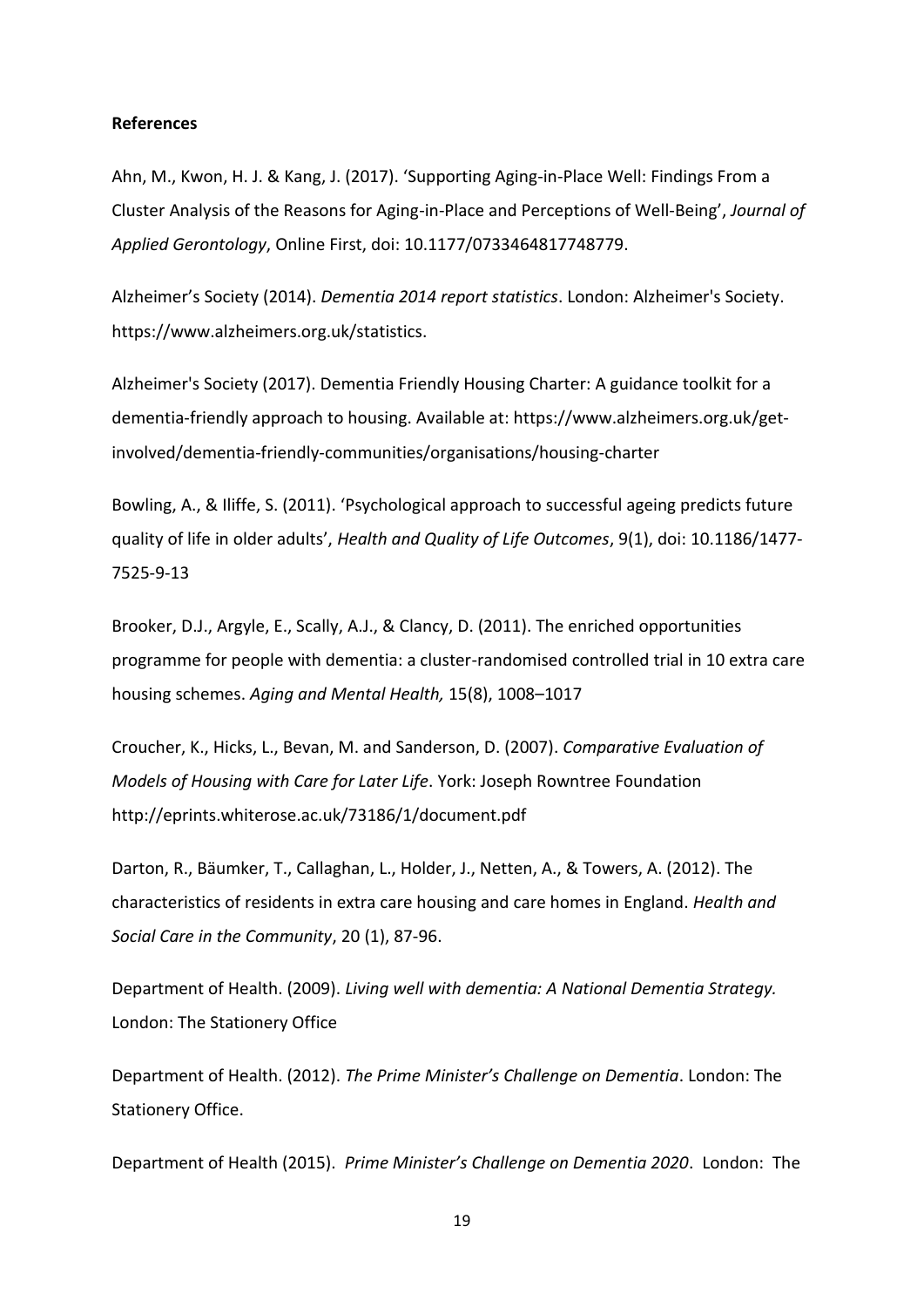**References**

Ahn, M., Kwon, H. J. & Kang, J. (2017). 'Supporting Aging-in-Place Well: Findings From a Cluster Analysis of the Reasons for Aging-in-Place and Perceptions of Well-Being', *Journal of Applied Gerontology*, Online First, doi: 10.1177/0733464817748779.

Alzheimer's Society (2014). *Dementia 2014 report statistics*. London: Alzheimer's Society. https://www.alzheimers.org.uk/statistics.

Alzheimer's Society (2017). Dementia Friendly Housing Charter: A guidance toolkit for a dementia-friendly approach to housing. Available at: https://www.alzheimers.org.uk/get-involved/dementia-friendly-communities/organisations/housing-charter

Bowling, A., & Iliffe, S. (2011). 'Psychological approach to successful ageing predicts future quality of life in older adults', *Health and Quality of Life Outcomes*, 9(1), doi: 10.1186/1477-7525-9-13

Brooker, D.J., Argyle, E., Scally, A.J., & Clancy, D. (2011). The enriched opportunities programme for people with dementia: a cluster-randomised controlled trial in 10 extra care housing schemes. *Aging and Mental Health,* 15(8), 1008–1017

Croucher, K., Hicks, L., Bevan, M. and Sanderson, D. (2007). *Comparative Evaluation of Models of Housing with Care for Later Life*. York: Joseph Rowntree Foundation http://eprints.whiterose.ac.uk/73186/1/document.pdf

Darton, R., Bäumker, T., Callaghan, L., Holder, J., Netten, A., & Towers, A. (2012). The characteristics of residents in extra care housing and care homes in England. *Health and Social Care in the Community*, 20 (1), 87-96.

Department of Health. (2009). *Living well with dementia: A National Dementia Strategy.* London: The Stationery Office

Department of Health. (2012). *The Prime Minister's Challenge on Dementia*. London: The Stationery Office.

Department of Health (2015). *Prime Minister's Challenge on Dementia 2020*. London: The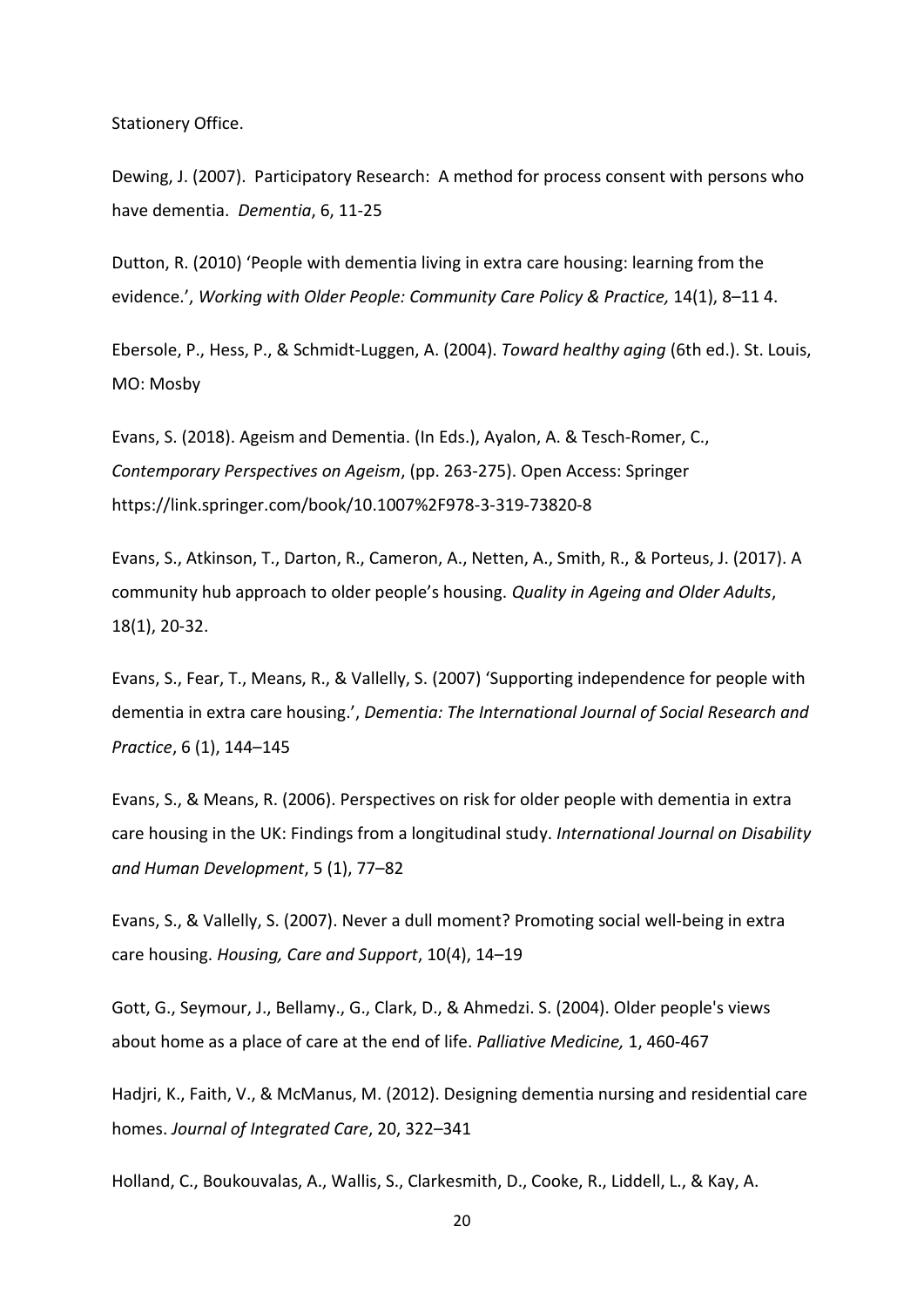Stationery Office.

Dewing, J. (2007). Participatory Research: A method for process consent with persons who have dementia. *Dementia*, 6, 11-25

Dutton, R. (2010) 'People with dementia living in extra care housing: learning from the evidence.', *Working with Older People: Community Care Policy & Practice,* 14(1), 8–11 4.

Ebersole, P., Hess, P., & Schmidt-Luggen, A. (2004). *Toward healthy aging* (6th ed.). St. Louis, MO: Mosby

Evans, S. (2018). Ageism and Dementia. (In Eds.), Ayalon, A. & Tesch-Romer, C., *Contemporary Perspectives on Ageism*, (pp. 263-275). Open Access: Springer https://link.springer.com/book/10.1007%2F978-3-319-73820-8

Evans, S., Atkinson, T., Darton, R., Cameron, A., Netten, A., Smith, R., & Porteus, J. (2017). A community hub approach to older people's housing. *Quality in Ageing and Older Adults*, 18(1), 20-32.

Evans, S., Fear, T., Means, R., & Vallelly, S. (2007) 'Supporting independence for people with dementia in extra care housing.', *Dementia: The International Journal of Social Research and Practice*, 6 (1), 144–145

Evans, S., & Means, R. (2006). Perspectives on risk for older people with dementia in extra care housing in the UK: Findings from a longitudinal study. *International Journal on Disability and Human Development*, 5 (1), 77–82

Evans, S., & Vallelly, S. (2007). Never a dull moment? Promoting social well-being in extra care housing. *Housing, Care and Support*, 10(4), 14–19

Gott, G., Seymour, J., Bellamy., G., Clark, D., & Ahmedzi. S. (2004). Older people's views about home as a place of care at the end of life. *Palliative Medicine,* 1, 460-467

Hadjri, K., Faith, V., & McManus, M. (2012). Designing dementia nursing and residential care homes. *Journal of Integrated Care*, 20, 322–341

Holland, C., Boukouvalas, A., Wallis, S., Clarkesmith, D., Cooke, R., Liddell, L., & Kay, A.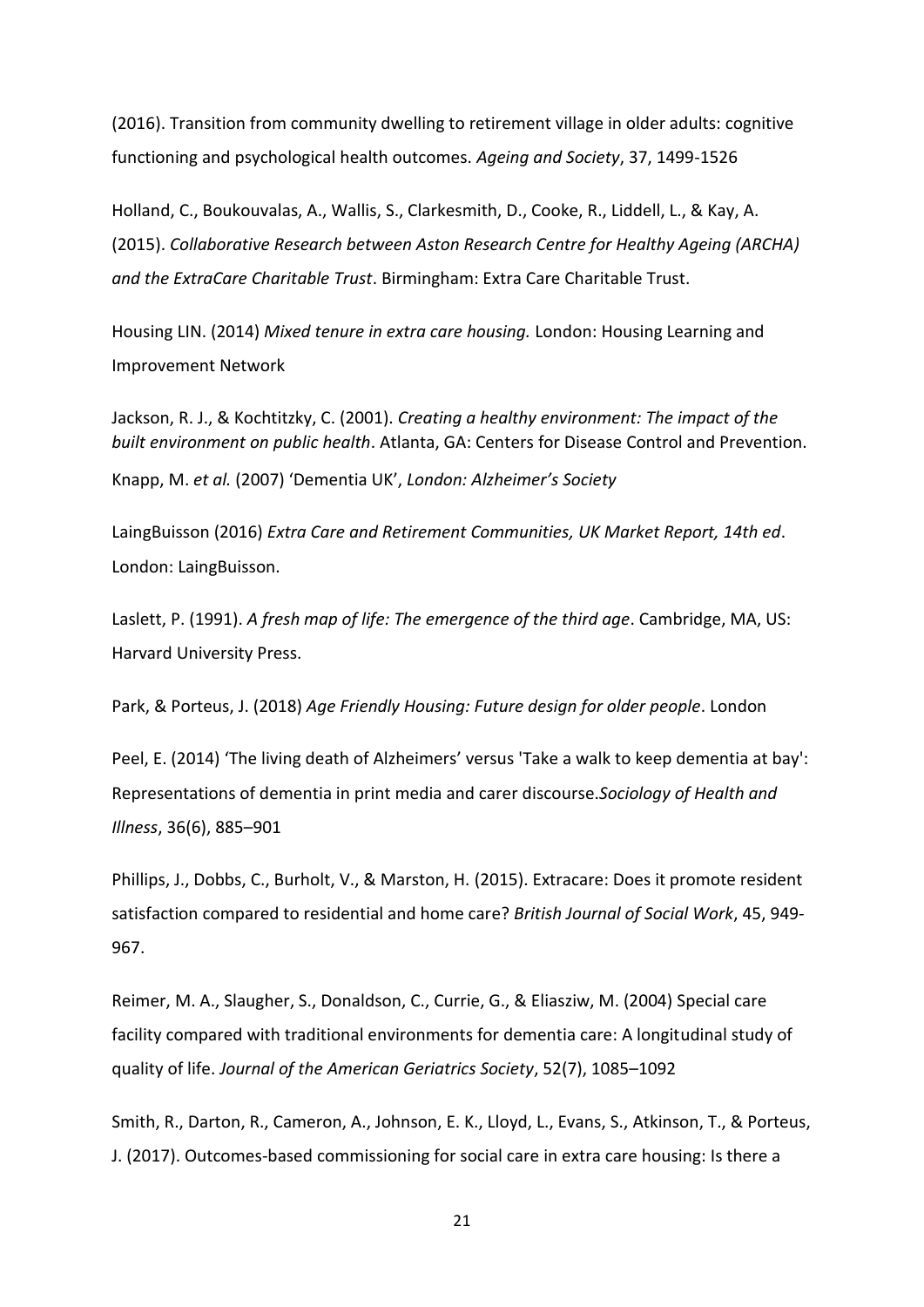(2016). Transition from community dwelling to retirement village in older adults: cognitive functioning and psychological health outcomes. *Ageing and Society*, 37, 1499-1526

Holland, C., Boukouvalas, A., Wallis, S., Clarkesmith, D., Cooke, R., Liddell, L., & Kay, A. (2015). *Collaborative Research between Aston Research Centre for Healthy Ageing (ARCHA) and the ExtraCare Charitable Trust*. Birmingham: Extra Care Charitable Trust.

Housing LIN. (2014) *Mixed tenure in extra care housing.* London: Housing Learning and Improvement Network

Jackson, R. J., & Kochtitzky, C. (2001). *Creating a healthy environment: The impact of the built environment on public health*. Atlanta, GA: Centers for Disease Control and Prevention.

Knapp, M. *et al.* (2007) 'Dementia UK', *London: Alzheimer's Society*

LaingBuisson (2016) *Extra Care and Retirement Communities, UK Market Report, 14th ed*. London: LaingBuisson.

Laslett, P. (1991). *A fresh map of life: The emergence of the third age*. Cambridge, MA, US: Harvard University Press.

Park, & Porteus, J. (2018) *Age Friendly Housing: Future design for older people*. London

Peel, E. (2014) 'The living death of Alzheimers' versus 'Take a walk to keep dementia at bay': Representations of dementia in print media and carer discourse.*Sociology of Health and Illness*, 36(6), 885–901

Phillips, J., Dobbs, C., Burholt, V., & Marston, H. (2015). Extracare: Does it promote resident satisfaction compared to residential and home care? *British Journal of Social Work*, 45, 949-967.

Reimer, M. A., Slaugher, S., Donaldson, C., Currie, G., & Eliasziw, M. (2004) Special care facility compared with traditional environments for dementia care: A longitudinal study of quality of life. *Journal of the American Geriatrics Society*, 52(7), 1085–1092

Smith, R., Darton, R., Cameron, A., Johnson, E. K., Lloyd, L., Evans, S., Atkinson, T., & Porteus, J. (2017). Outcomes-based commissioning for social care in extra care housing: Is there a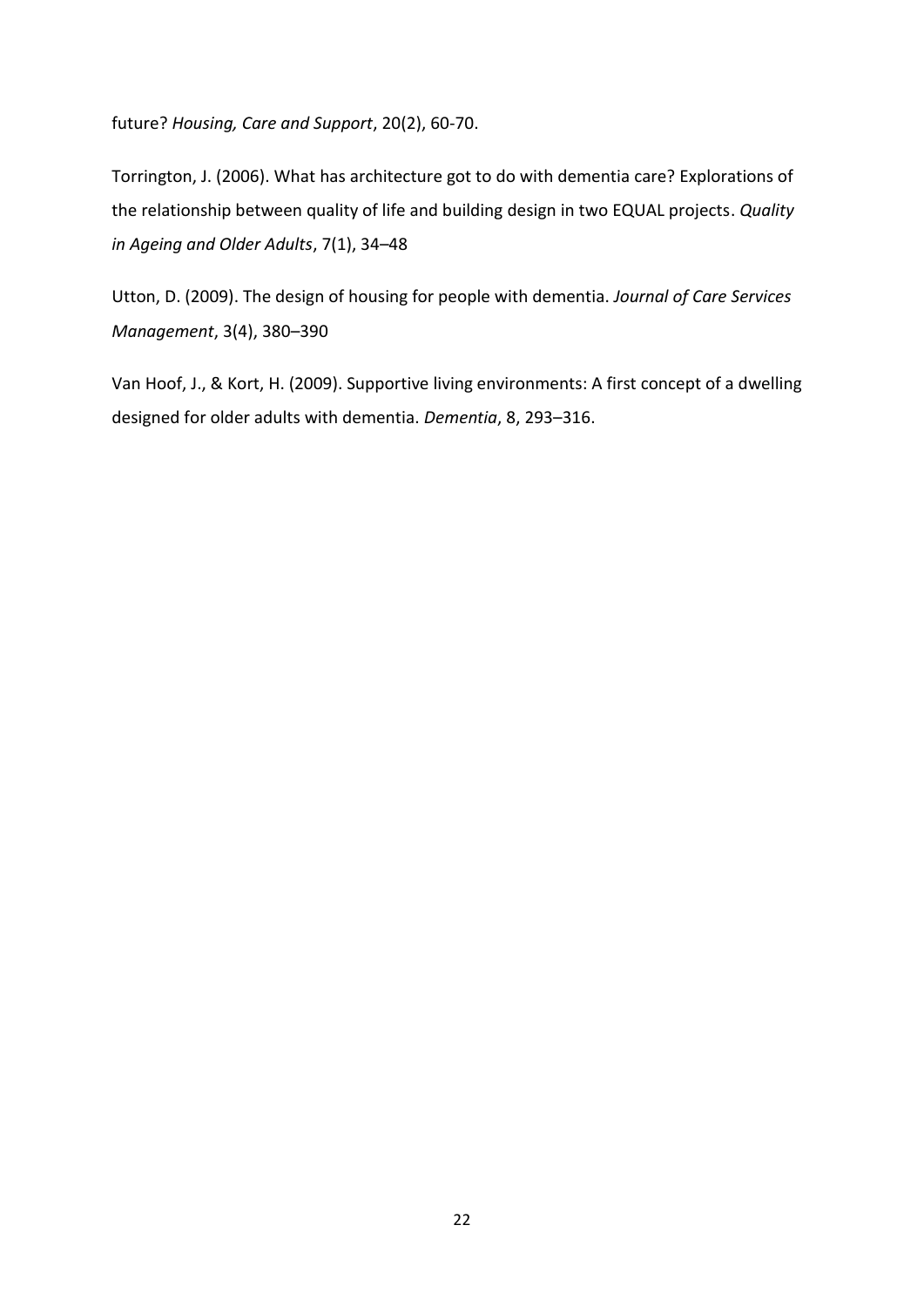future? *Housing, Care and Support*, 20(2), 60-70.

Torrington, J. (2006). What has architecture got to do with dementia care? Explorations of the relationship between quality of life and building design in two EQUAL projects. *Quality in Ageing and Older Adults*, 7(1), 34–48

Utton, D. (2009). The design of housing for people with dementia. *Journal of Care Services Management*, 3(4), 380–390

Van Hoof, J., & Kort, H. (2009). Supportive living environments: A first concept of a dwelling designed for older adults with dementia. *Dementia*, 8, 293–316.